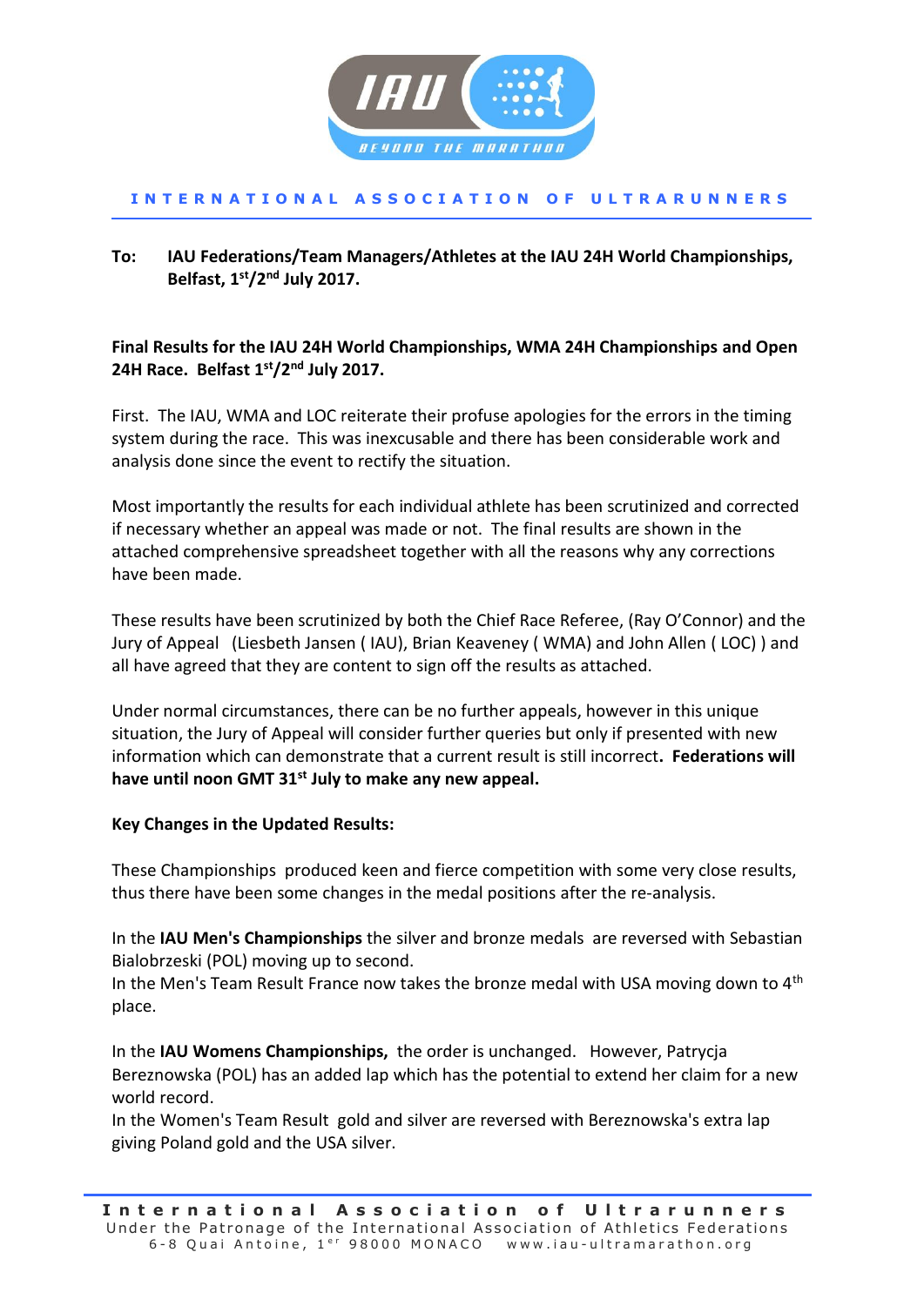**INTERNATIONAL ASSOCIATION OF ULTRARUNNERS**

**To:** **IAU Federations/Team Managers/Athletes at the IAU 24H World Championships, Belfast, 1st/2nd July 2017.**

**Final Results for the IAU 24H World Championships, WMA 24H Championships and Open 24H Race. Belfast 1st/2nd July 2017.**

First. The IAU, WMA and LOC reiterate their profuse apologies for the errors in the timing system during the race. This was inexcusable and there has been considerable work and analysis done since the event to rectify the situation.

Most importantly the results for each individual athlete has been scrutinized and corrected if necessary whether an appeal was made or not. The final results are shown in the attached comprehensive spreadsheet together with all the reasons why any corrections have been made.

These results have been scrutinized by both the Chief Race Referee, (Ray O'Connor) and the Jury of Appeal (Liesbeth Jansen ( IAU), Brian Keaveney ( WMA) and John Allen ( LOC) ) and all have agreed that they are content to sign off the results as attached.

Under normal circumstances, there can be no further appeals, however in this unique situation, the Jury of Appeal will consider further queries but only if presented with new information which can demonstrate that a current result is still incorrect**. Federations will have until noon GMT 31st July to make any new appeal.**

**Key Changes in the Updated Results:**

These Championships produced keen and fierce competition with some very close results, thus there have been some changes in the medal positions after the re-analysis.

In the **IAU Men's Championships** the silver and bronze medals are reversed with Sebastian Bialobrzeski (POL) moving up to second.
In the Men's Team Result France now takes the bronze medal with USA moving down to 4th place.

In the **IAU Womens Championships,** the order is unchanged. However, Patrycja Bereznowska (POL) has an added lap which has the potential to extend her claim for a new world record.
In the Women's Team Result gold and silver are reversed with Bereznowska's extra lap giving Poland gold and the USA silver.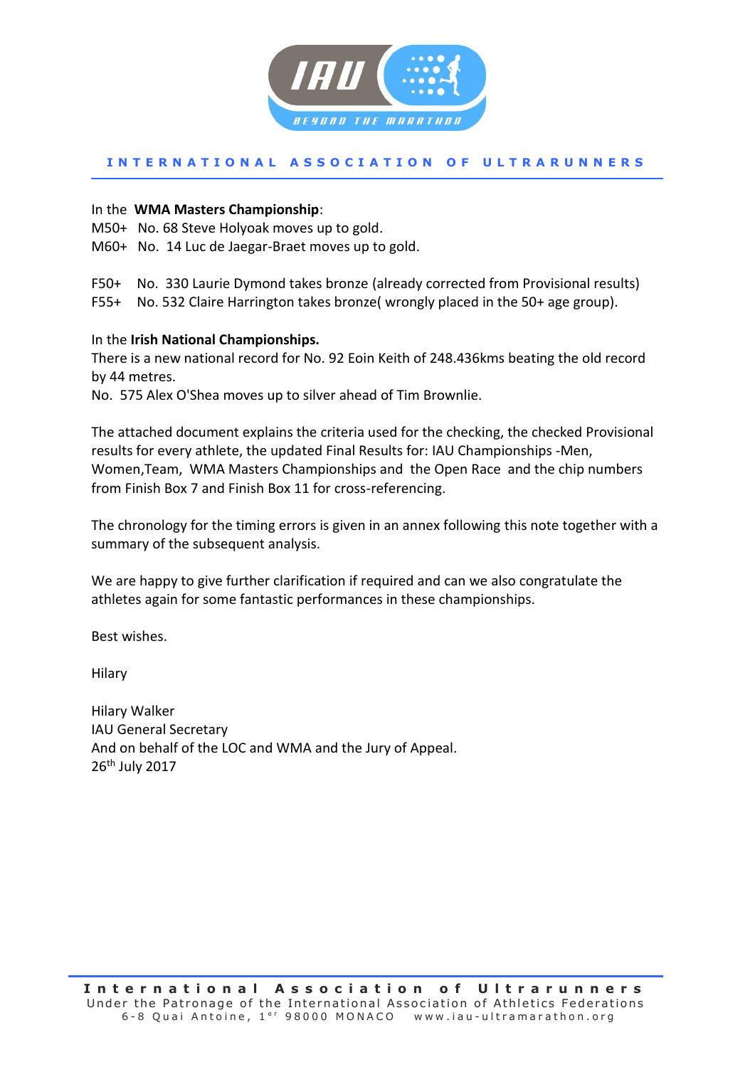In the **WMA Masters Championship**:

M50+ No. 68 Steve Holyoak moves up to gold.

M60+ No. 14 Luc de Jaegar-Braet moves up to gold.

F50+ No. 330 Laurie Dymond takes bronze (already corrected from Provisional results)

F55+ No. 532 Claire Harrington takes bronze( wrongly placed in the 50+ age group).

In the **Irish National Championships.**

There is a new national record for No. 92 Eoin Keith of 248.436kms beating the old record by 44 metres.

No. 575 Alex O'Shea moves up to silver ahead of Tim Brownlie.

The attached document explains the criteria used for the checking, the checked Provisional results for every athlete, the updated Final Results for: IAU Championships -Men, Women,Team, WMA Masters Championships and the Open Race and the chip numbers from Finish Box 7 and Finish Box 11 for cross-referencing.

The chronology for the timing errors is given in an annex following this note together with a summary of the subsequent analysis.

We are happy to give further clarification if required and can we also congratulate the athletes again for some fantastic performances in these championships.

Best wishes.

Hilary

Hilary Walker
IAU General Secretary
And on behalf of the LOC and WMA and the Jury of Appeal.
26th July 2017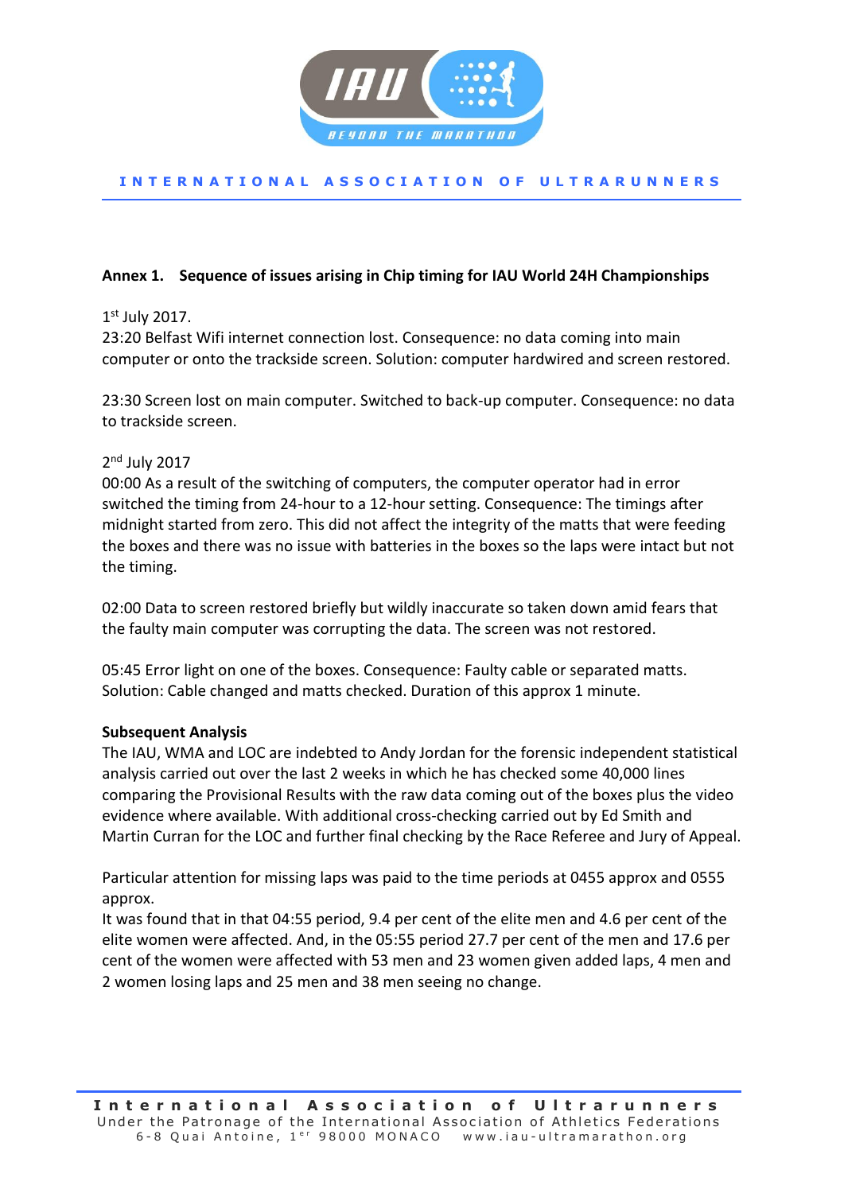**Annex 1. Sequence of issues arising in Chip timing for IAU World 24H Championships**

1st July 2017.

23:20 Belfast Wifi internet connection lost. Consequence: no data coming into main computer or onto the trackside screen. Solution: computer hardwired and screen restored.

23:30 Screen lost on main computer. Switched to back-up computer. Consequence: no data to trackside screen.

2nd July 2017

00:00 As a result of the switching of computers, the computer operator had in error switched the timing from 24-hour to a 12-hour setting. Consequence: The timings after midnight started from zero. This did not affect the integrity of the matts that were feeding the boxes and there was no issue with batteries in the boxes so the laps were intact but not the timing.

02:00 Data to screen restored briefly but wildly inaccurate so taken down amid fears that the faulty main computer was corrupting the data. The screen was not restored.

05:45 Error light on one of the boxes. Consequence: Faulty cable or separated matts. Solution: Cable changed and matts checked. Duration of this approx 1 minute.

**Subsequent Analysis**

The IAU, WMA and LOC are indebted to Andy Jordan for the forensic independent statistical analysis carried out over the last 2 weeks in which he has checked some 40,000 lines comparing the Provisional Results with the raw data coming out of the boxes plus the video evidence where available. With additional cross-checking carried out by Ed Smith and Martin Curran for the LOC and further final checking by the Race Referee and Jury of Appeal.

Particular attention for missing laps was paid to the time periods at 0455 approx and 0555 approx.

It was found that in that 04:55 period, 9.4 per cent of the elite men and 4.6 per cent of the elite women were affected. And, in the 05:55 period 27.7 per cent of the men and 17.6 per cent of the women were affected with 53 men and 23 women given added laps, 4 men and 2 women losing laps and 25 men and 38 men seeing no change.